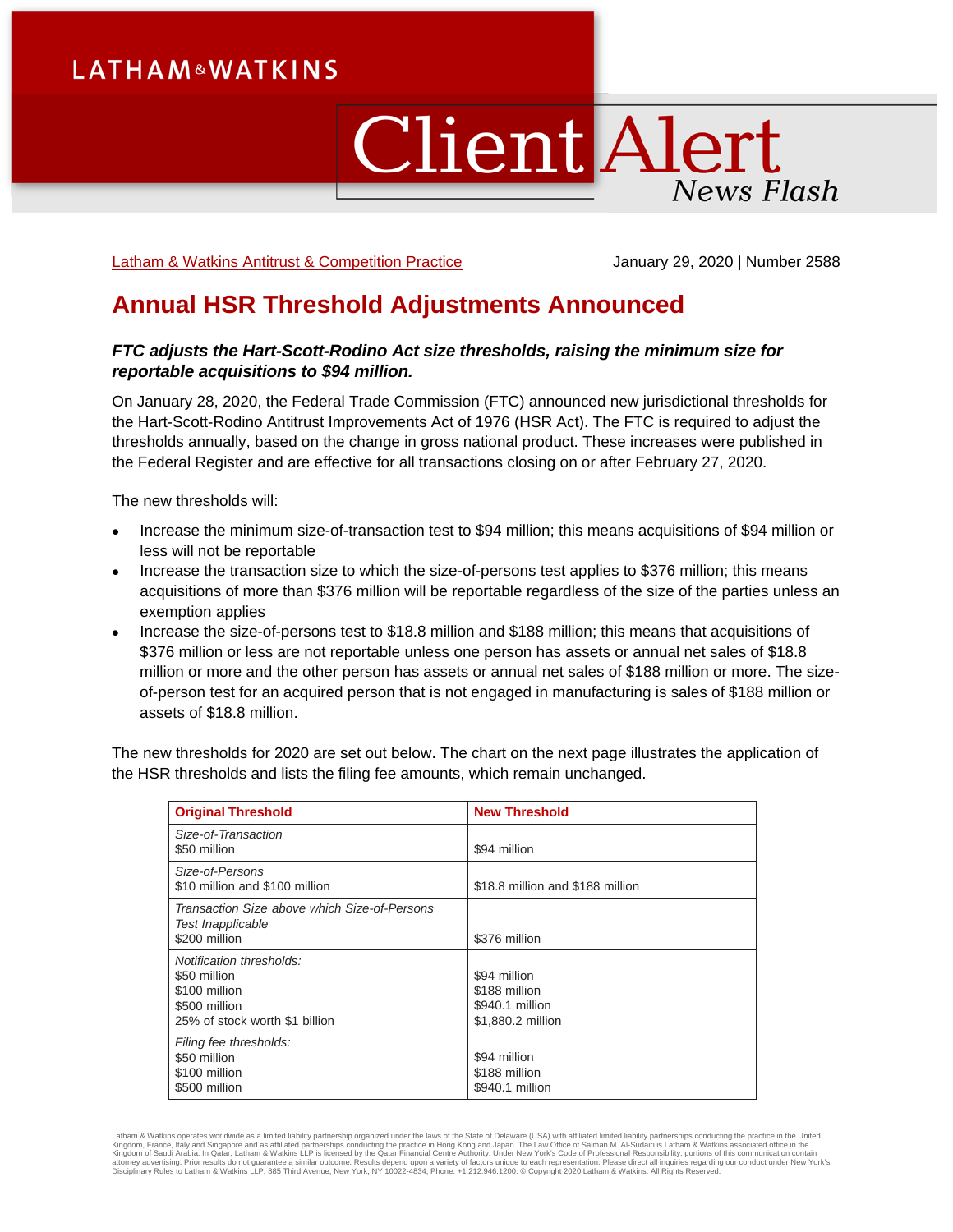LATHAM & WATKINS

# Client Alert

*News Flash*

Latham & Watkins Antitrust & Competition Practice

January 29, 2020 | Number 2588

## Annual HSR Threshold Adjustments Announced

***FTC adjusts the Hart-Scott-Rodino Act size thresholds, raising the minimum size for reportable acquisitions to $94 million.***

On January 28, 2020, the Federal Trade Commission (FTC) announced new jurisdictional thresholds for the Hart-Scott-Rodino Antitrust Improvements Act of 1976 (HSR Act). The FTC is required to adjust the thresholds annually, based on the change in gross national product. These increases were published in the Federal Register and are effective for all transactions closing on or after February 27, 2020.

The new thresholds will:

- Increase the minimum size-of-transaction test to $94 million; this means acquisitions of $94 million or less will not be reportable
- Increase the transaction size to which the size-of-persons test applies to $376 million; this means acquisitions of more than $376 million will be reportable regardless of the size of the parties unless an exemption applies
- Increase the size-of-persons test to $18.8 million and $188 million; this means that acquisitions of $376 million or less are not reportable unless one person has assets or annual net sales of $18.8 million or more and the other person has assets or annual net sales of $188 million or more. The size-of-person test for an acquired person that is not engaged in manufacturing is sales of $188 million or assets of $18.8 million.

The new thresholds for 2020 are set out below. The chart on the next page illustrates the application of the HSR thresholds and lists the filing fee amounts, which remain unchanged.

| Original Threshold | New Threshold |
|---|---|
| *Size-of-Transaction*<br>$50 million | $94 million |
| *Size-of-Persons*<br>$10 million and $100 million | $18.8 million and $188 million |
| *Transaction Size above which Size-of-Persons Test Inapplicable*<br>$200 million | $376 million |
| *Notification thresholds:*<br>$50 million<br>$100 million<br>$500 million<br>25% of stock worth $1 billion | $94 million<br>$188 million<br>$940.1 million<br>$1,880.2 million |
| *Filing fee thresholds:*<br>$50 million<br>$100 million<br>$500 million | $94 million<br>$188 million<br>$940.1 million |

Latham & Watkins operates worldwide as a limited liability partnership organized under the laws of the State of Delaware (USA) with affiliated limited liability partnerships conducting the practice in the United Kingdom, France, Italy and Singapore and as affiliated partnerships conducting the practice in Hong Kong and Japan. The Law Office of Salman M. Al-Sudairi is Latham & Watkins associated office in the Kingdom of Saudi Arabia. In Qatar, Latham & Watkins LLP is licensed by the Qatar Financial Centre Authority. Under New York's Code of Professional Responsibility, portions of this communication contain attorney advertising. Prior results do not guarantee a similar outcome. Results depend upon a variety of factors unique to each representation. Please direct all inquiries regarding our conduct under New York's Disciplinary Rules to Latham & Watkins LLP, 885 Third Avenue, New York, NY 10022-4834, Phone: +1.212.906.1200. © Copyright 2020 Latham & Watkins. All Rights Reserved.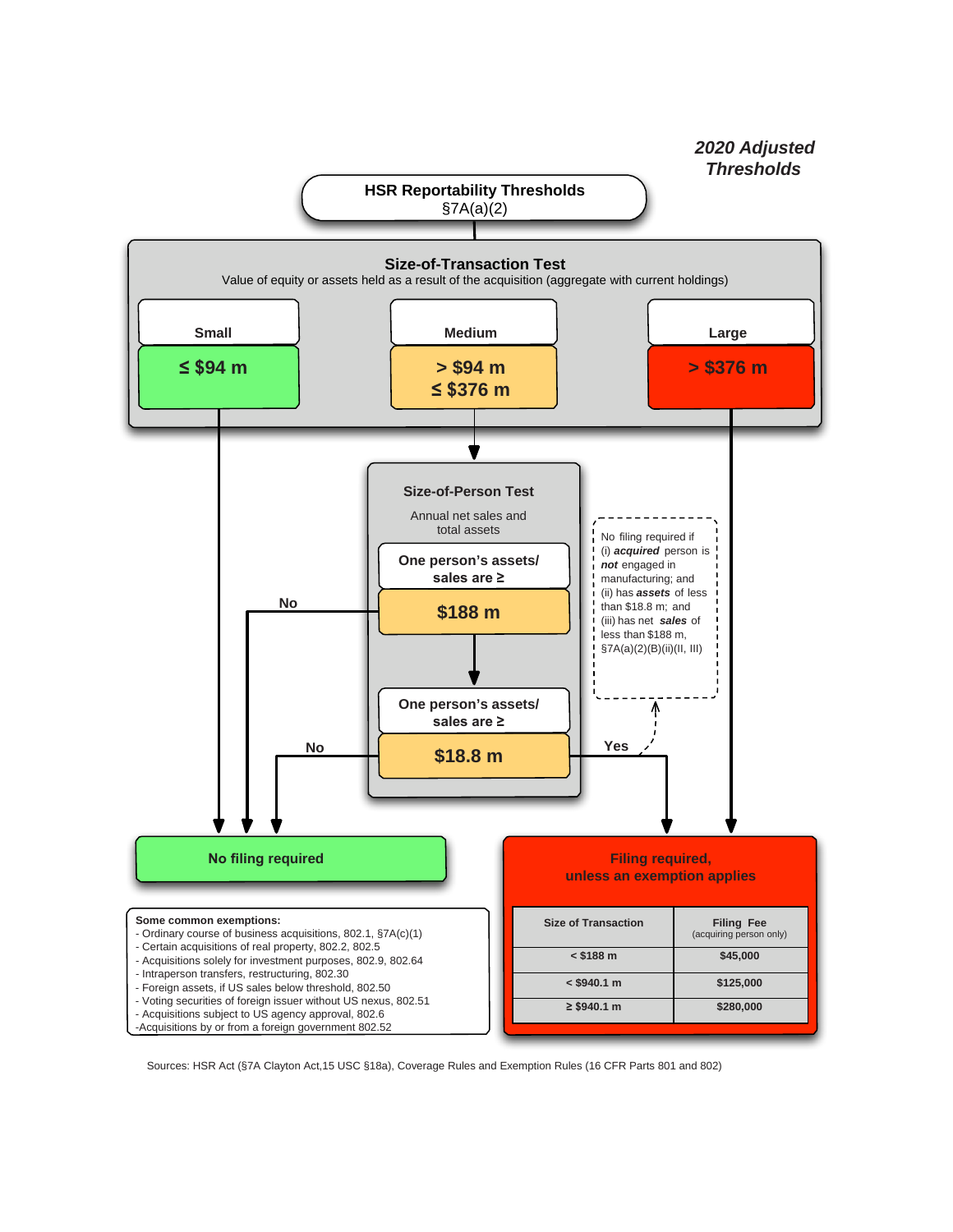*2020 Adjusted Thresholds*

# HSR Reportability Thresholds
§7A(a)(2)

## Size-of-Transaction Test

Value of equity or assets held as a result of the acquisition (aggregate with current holdings)

| Small | Medium | Large |
|---|---|---|
| **≤ $94 m** | **> $94 m ≤ $376 m** | **> $376 m** |

- Small (≤ $94 m) → No filing required
- Medium (> $94 m, ≤ $376 m) → Size-of-Person Test
- Large (> $376 m) → Filing required, unless an exemption applies

## Size-of-Person Test

Annual net sales and total assets

**One person's assets/ sales are ≥ $188 m**

- No → No filing required

**One person's assets/ sales are ≥ $18.8 m**

- No → No filing required
- Yes → Filing required, unless an exemption applies

No filing required if (i) ***acquired*** person is ***not*** engaged in manufacturing; and (ii) has ***assets*** of less than $18.8 m; and (iii) has net ***sales*** of less than $188 m, §7A(a)(2)(B)(ii)(II, III)

## No filing required

**Some common exemptions:**
- Ordinary course of business acquisitions, 802.1, §7A(c)(1)
- Certain acquisitions of real property, 802.2, 802.5
- Acquisitions solely for investment purposes, 802.9, 802.64
- Intraperson transfers, restructuring, 802.30
- Foreign assets, if US sales below threshold, 802.50
- Voting securities of foreign issuer without US nexus, 802.51
- Acquisitions subject to US agency approval, 802.6
- Acquisitions by or from a foreign government 802.52

## Filing required, unless an exemption applies

| Size of Transaction | Filing Fee (acquiring person only) |
|---|---|
| < $188 m | $45,000 |
| < $940.1 m | $125,000 |
| ≥ $940.1 m | $280,000 |

Sources: HSR Act (§7A Clayton Act,15 USC §18a), Coverage Rules and Exemption Rules (16 CFR Parts 801 and 802)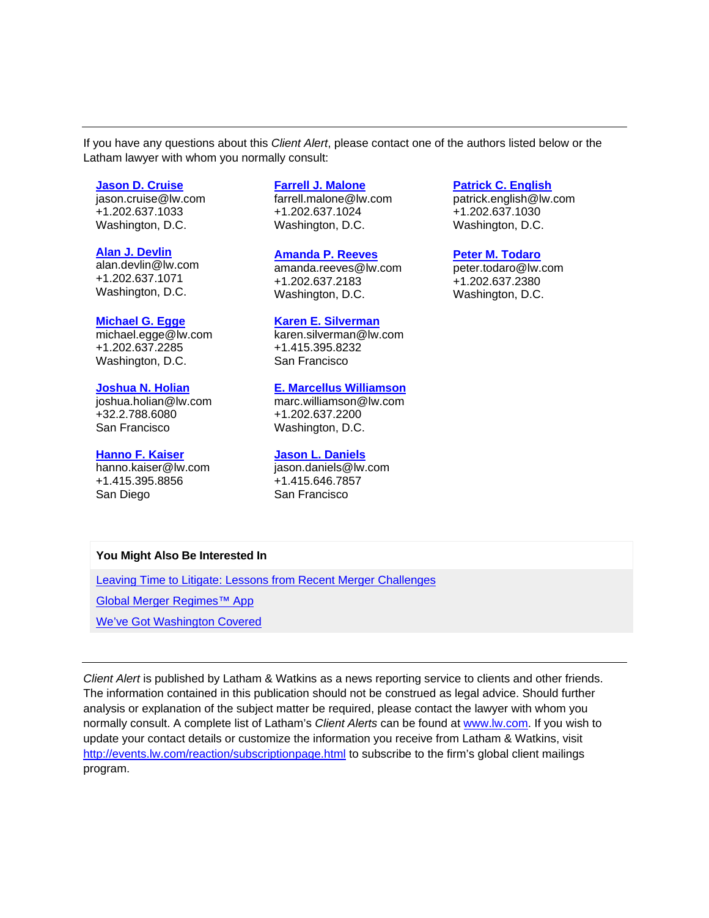If you have any questions about this *Client Alert*, please contact one of the authors listed below or the Latham lawyer with whom you normally consult:

**Jason D. Cruise**
jason.cruise@lw.com
+1.202.637.1033
Washington, D.C.

**Alan J. Devlin**
alan.devlin@lw.com
+1.202.637.1071
Washington, D.C.

**Michael G. Egge**
michael.egge@lw.com
+1.202.637.2285
Washington, D.C.

**Joshua N. Holian**
joshua.holian@lw.com
+32.2.788.6080
San Francisco

**Hanno F. Kaiser**
hanno.kaiser@lw.com
+1.415.395.8856
San Diego

**Farrell J. Malone**
farrell.malone@lw.com
+1.202.637.1024
Washington, D.C.

**Amanda P. Reeves**
amanda.reeves@lw.com
+1.202.637.2183
Washington, D.C.

**Karen E. Silverman**
karen.silverman@lw.com
+1.415.395.8232
San Francisco

**E. Marcellus Williamson**
marc.williamson@lw.com
+1.202.637.2200
Washington, D.C.

**Jason L. Daniels**
jason.daniels@lw.com
+1.415.646.7857
San Francisco

**Patrick C. English**
patrick.english@lw.com
+1.202.637.1030
Washington, D.C.

**Peter M. Todaro**
peter.todaro@lw.com
+1.202.637.2380
Washington, D.C.

**You Might Also Be Interested In**

Leaving Time to Litigate: Lessons from Recent Merger Challenges

Global Merger Regimes™ App

We've Got Washington Covered

*Client Alert* is published by Latham & Watkins as a news reporting service to clients and other friends. The information contained in this publication should not be construed as legal advice. Should further analysis or explanation of the subject matter be required, please contact the lawyer with whom you normally consult. A complete list of Latham's *Client Alerts* can be found at www.lw.com. If you wish to update your contact details or customize the information you receive from Latham & Watkins, visit http://events.lw.com/reaction/subscriptionpage.html to subscribe to the firm's global client mailings program.